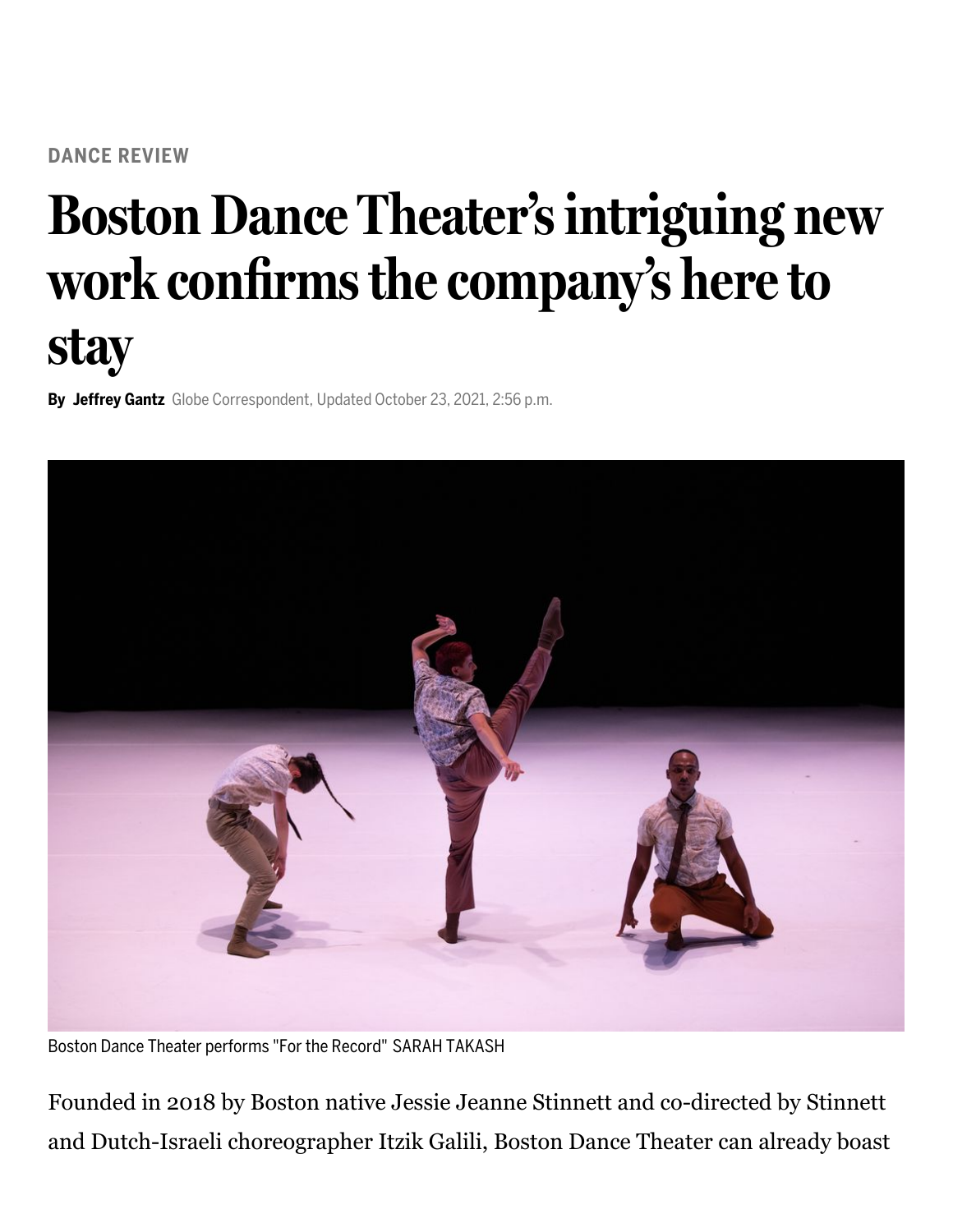DANCE REVIEW

# Boston Dance Theater's intriguing new work confirms the company's here to stay

**By Jeffrey Gantz** Globe Correspondent, Updated October 23, 2021, 2:56 p.m.

Boston Dance Theater performs "For the Record" SARAH TAKASH

Founded in 2018 by Boston native Jessie Jeanne Stinnett and co-directed by Stinnett and Dutch-Israeli choreographer Itzik Galili, Boston Dance Theater can already boast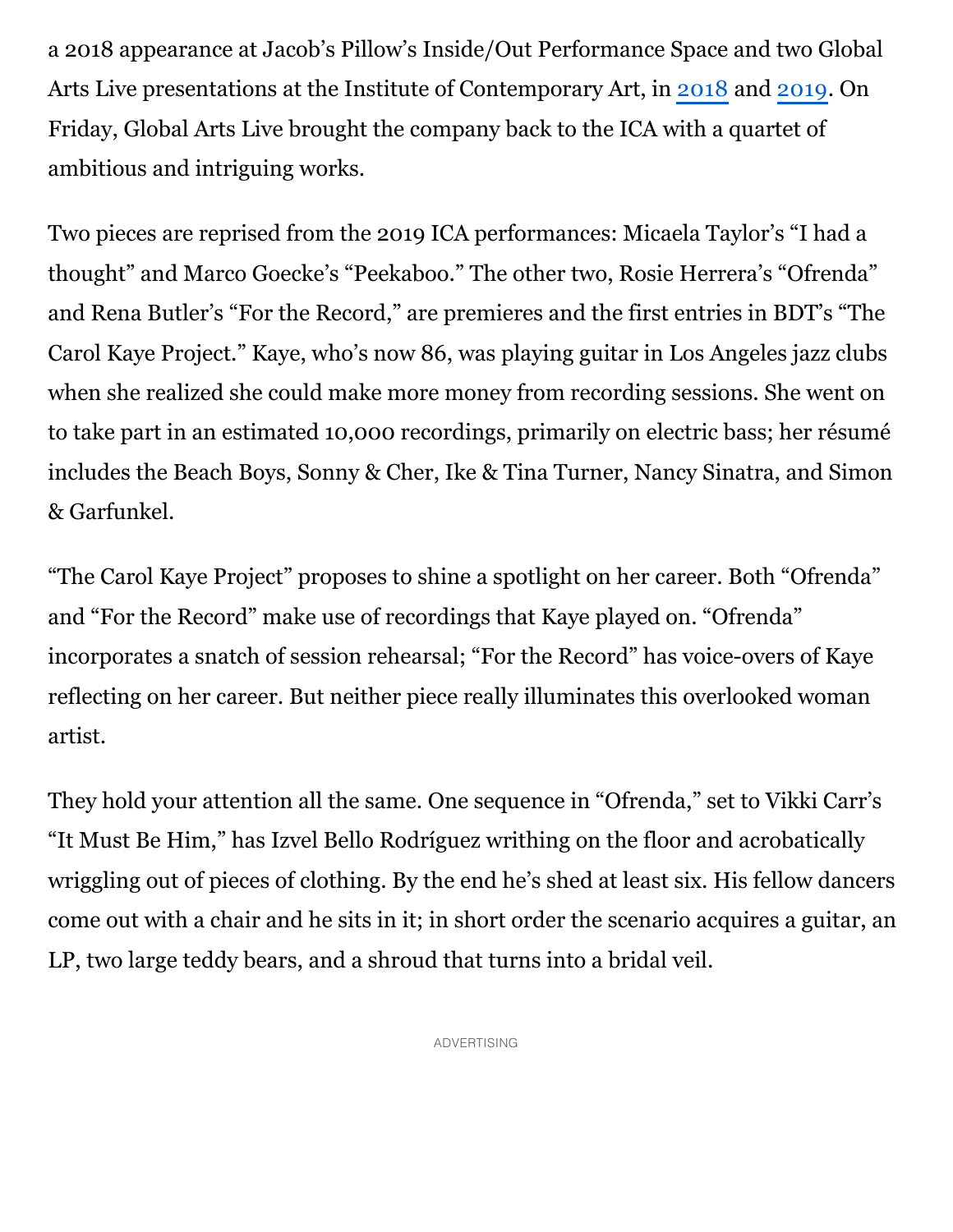a 2018 appearance at Jacob's Pillow's Inside/Out Performance Space and two Global Arts Live presentations at the Institute of Contemporary Art, in 2018 and 2019. On Friday, Global Arts Live brought the company back to the ICA with a quartet of ambitious and intriguing works.

Two pieces are reprised from the 2019 ICA performances: Micaela Taylor's "I had a thought" and Marco Goecke's "Peekaboo." The other two, Rosie Herrera's "Ofrenda" and Rena Butler's "For the Record," are premieres and the first entries in BDT's "The Carol Kaye Project." Kaye, who's now 86, was playing guitar in Los Angeles jazz clubs when she realized she could make more money from recording sessions. She went on to take part in an estimated 10,000 recordings, primarily on electric bass; her résumé includes the Beach Boys, Sonny & Cher, Ike & Tina Turner, Nancy Sinatra, and Simon & Garfunkel.

"The Carol Kaye Project" proposes to shine a spotlight on her career. Both "Ofrenda" and "For the Record" make use of recordings that Kaye played on. "Ofrenda" incorporates a snatch of session rehearsal; "For the Record" has voice-overs of Kaye reflecting on her career. But neither piece really illuminates this overlooked woman artist.

They hold your attention all the same. One sequence in "Ofrenda," set to Vikki Carr's "It Must Be Him," has Izvel Bello Rodríguez writhing on the floor and acrobatically wriggling out of pieces of clothing. By the end he's shed at least six. His fellow dancers come out with a chair and he sits in it; in short order the scenario acquires a guitar, an LP, two large teddy bears, and a shroud that turns into a bridal veil.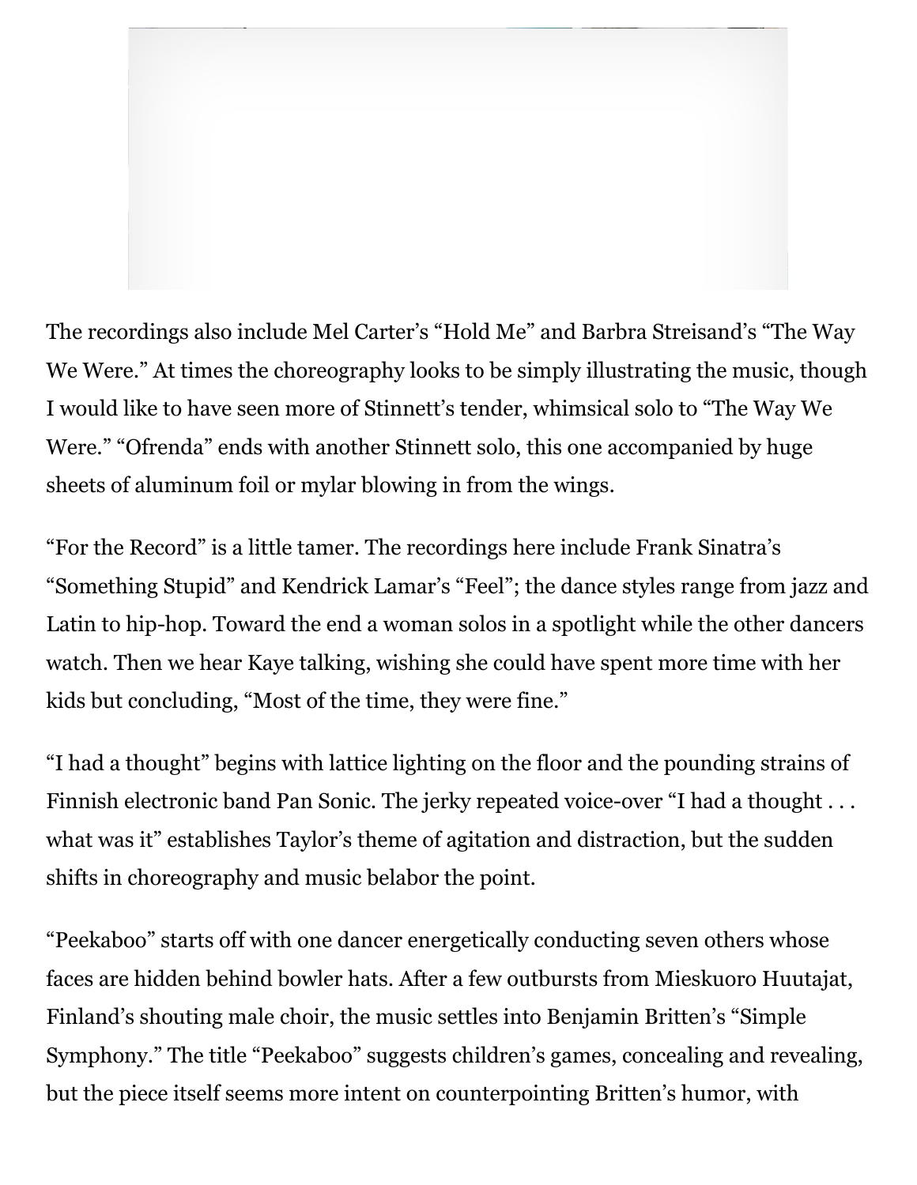The recordings also include Mel Carter's "Hold Me" and Barbra Streisand's "The Way We Were." At times the choreography looks to be simply illustrating the music, though I would like to have seen more of Stinnett's tender, whimsical solo to "The Way We Were." "Ofrenda" ends with another Stinnett solo, this one accompanied by huge sheets of aluminum foil or mylar blowing in from the wings.

"For the Record" is a little tamer. The recordings here include Frank Sinatra's "Something Stupid" and Kendrick Lamar's "Feel"; the dance styles range from jazz and Latin to hip-hop. Toward the end a woman solos in a spotlight while the other dancers watch. Then we hear Kaye talking, wishing she could have spent more time with her kids but concluding, "Most of the time, they were fine."

"I had a thought" begins with lattice lighting on the floor and the pounding strains of Finnish electronic band Pan Sonic. The jerky repeated voice-over "I had a thought . . . what was it" establishes Taylor's theme of agitation and distraction, but the sudden shifts in choreography and music belabor the point.

"Peekaboo" starts off with one dancer energetically conducting seven others whose faces are hidden behind bowler hats. After a few outbursts from Mieskuoro Huutajat, Finland's shouting male choir, the music settles into Benjamin Britten's "Simple Symphony." The title "Peekaboo" suggests children's games, concealing and revealing, but the piece itself seems more intent on counterpointing Britten's humor, with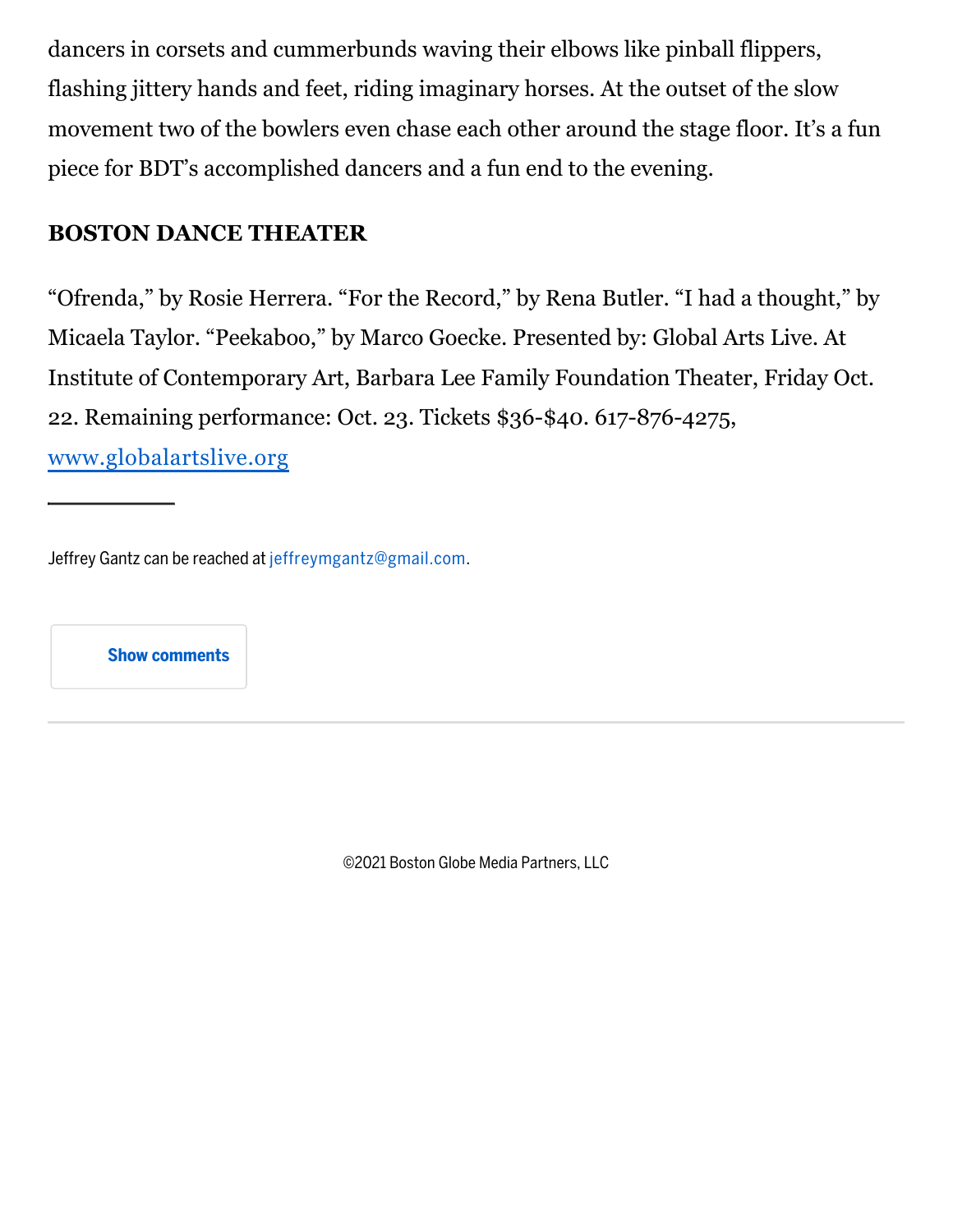dancers in corsets and cummerbunds waving their elbows like pinball flippers, flashing jittery hands and feet, riding imaginary horses. At the outset of the slow movement two of the bowlers even chase each other around the stage floor. It's a fun piece for BDT's accomplished dancers and a fun end to the evening.

**BOSTON DANCE THEATER**

"Ofrenda," by Rosie Herrera. "For the Record," by Rena Butler. "I had a thought," by Micaela Taylor. "Peekaboo," by Marco Goecke. Presented by: Global Arts Live. At Institute of Contemporary Art, Barbara Lee Family Foundation Theater, Friday Oct. 22. Remaining performance: Oct. 23. Tickets $36-$40. 617-876-4275, [www.globalartslive.org](http://www.globalartslive.org)

---

Jeffrey Gantz can be reached at jeffreymgantz@gmail.com.

Show comments

©2021 Boston Globe Media Partners, LLC